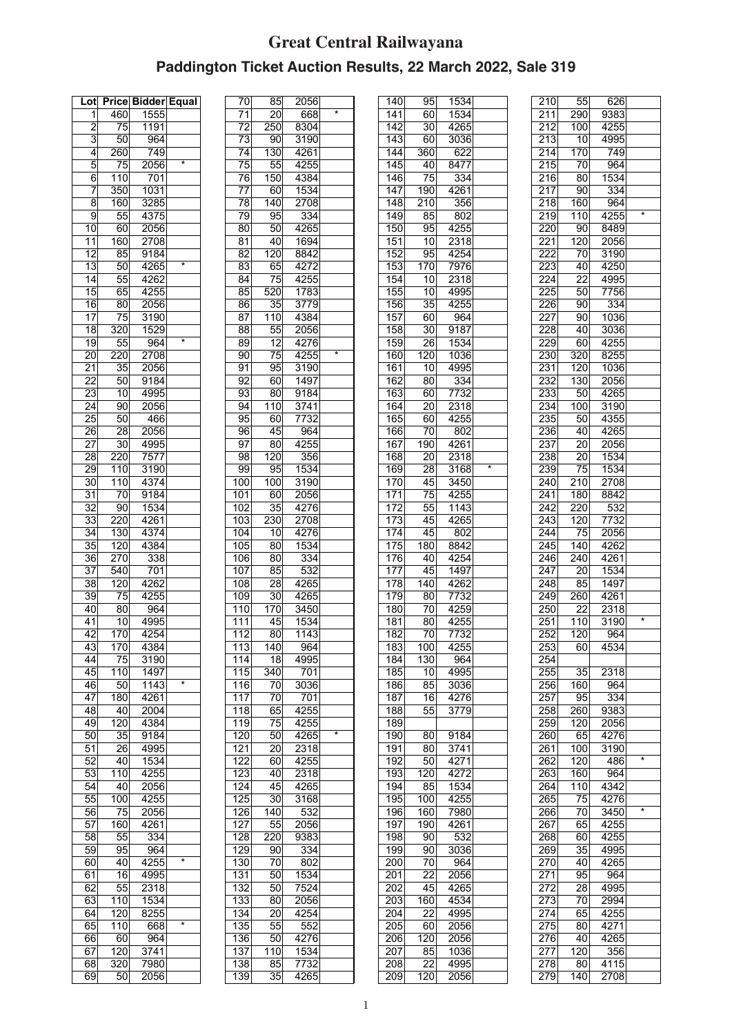# Great Central Railwayana

## Paddington Ticket Auction Results, 22 March 2022, Sale 319

| Lot | Price | Bidder | Equal |
|---|---|---|---|
| 1 | 460 | 1555 | |
| 2 | 75 | 1191 | |
| 3 | 50 | 964 | |
| 4 | 260 | 749 | |
| 5 | 75 | 2056 | * |
| 6 | 110 | 701 | |
| 7 | 350 | 1031 | |
| 8 | 160 | 3285 | |
| 9 | 55 | 4375 | |
| 10 | 60 | 2056 | |
| 11 | 160 | 2708 | |
| 12 | 85 | 9184 | |
| 13 | 50 | 4265 | * |
| 14 | 55 | 4262 | |
| 15 | 65 | 4255 | |
| 16 | 80 | 2056 | |
| 17 | 75 | 3190 | |
| 18 | 320 | 1529 | |
| 19 | 55 | 964 | * |
| 20 | 220 | 2708 | |
| 21 | 35 | 2056 | |
| 22 | 50 | 9184 | |
| 23 | 10 | 4995 | |
| 24 | 90 | 2056 | |
| 25 | 50 | 466 | |
| 26 | 28 | 2056 | |
| 27 | 30 | 4995 | |
| 28 | 220 | 7577 | |
| 29 | 110 | 3190 | |
| 30 | 110 | 4374 | |
| 31 | 70 | 9184 | |
| 32 | 90 | 1534 | |
| 33 | 220 | 4261 | |
| 34 | 130 | 4374 | |
| 35 | 120 | 4384 | |
| 36 | 270 | 338 | |
| 37 | 540 | 701 | |
| 38 | 120 | 4262 | |
| 39 | 75 | 4255 | |
| 40 | 80 | 964 | |
| 41 | 10 | 4995 | |
| 42 | 170 | 4254 | |
| 43 | 170 | 4384 | |
| 44 | 75 | 3190 | |
| 45 | 110 | 1497 | |
| 46 | 50 | 1143 | * |
| 47 | 180 | 4261 | |
| 48 | 40 | 2004 | |
| 49 | 120 | 4384 | |
| 50 | 35 | 9184 | |
| 51 | 26 | 4995 | |
| 52 | 40 | 1534 | |
| 53 | 110 | 4255 | |
| 54 | 40 | 2056 | |
| 55 | 100 | 4255 | |
| 56 | 75 | 2056 | |
| 57 | 160 | 4261 | |
| 58 | 55 | 334 | |
| 59 | 95 | 964 | |
| 60 | 40 | 4255 | * |
| 61 | 16 | 4995 | |
| 62 | 55 | 2318 | |
| 63 | 110 | 1534 | |
| 64 | 120 | 8255 | |
| 65 | 110 | 668 | * |
| 66 | 60 | 964 | |
| 67 | 120 | 3741 | |
| 68 | 320 | 7980 | |
| 69 | 50 | 2056 | |
| 70 | 85 | 2056 | |
| 71 | 20 | 668 | * |
| 72 | 250 | 8304 | |
| 73 | 90 | 3190 | |
| 74 | 130 | 4261 | |
| 75 | 55 | 4255 | |
| 76 | 150 | 4384 | |
| 77 | 60 | 1534 | |
| 78 | 140 | 2708 | |
| 79 | 95 | 334 | |
| 80 | 50 | 4265 | |
| 81 | 40 | 1694 | |
| 82 | 120 | 8842 | |
| 83 | 65 | 4272 | |
| 84 | 75 | 4255 | |
| 85 | 520 | 1783 | |
| 86 | 35 | 3779 | |
| 87 | 110 | 4384 | |
| 88 | 55 | 2056 | |
| 89 | 12 | 4276 | |
| 90 | 75 | 4255 | * |
| 91 | 95 | 3190 | |
| 92 | 60 | 1497 | |
| 93 | 80 | 9184 | |
| 94 | 110 | 3741 | |
| 95 | 60 | 7732 | |
| 96 | 45 | 964 | |
| 97 | 80 | 4255 | |
| 98 | 120 | 356 | |
| 99 | 95 | 1534 | |
| 100 | 100 | 3190 | |
| 101 | 60 | 2056 | |
| 102 | 35 | 4276 | |
| 103 | 230 | 2708 | |
| 104 | 10 | 4276 | |
| 105 | 80 | 1534 | |
| 106 | 80 | 334 | |
| 107 | 85 | 532 | |
| 108 | 28 | 4265 | |
| 109 | 30 | 4265 | |
| 110 | 170 | 3450 | |
| 111 | 45 | 1534 | |
| 112 | 80 | 1143 | |
| 113 | 140 | 964 | |
| 114 | 18 | 4995 | |
| 115 | 340 | 701 | |
| 116 | 70 | 3036 | |
| 117 | 70 | 701 | |
| 118 | 65 | 4255 | |
| 119 | 75 | 4255 | |
| 120 | 50 | 4265 | * |
| 121 | 20 | 2318 | |
| 122 | 60 | 4255 | |
| 123 | 40 | 2318 | |
| 124 | 45 | 4265 | |
| 125 | 30 | 3168 | |
| 126 | 140 | 532 | |
| 127 | 55 | 2056 | |
| 128 | 220 | 9383 | |
| 129 | 90 | 334 | |
| 130 | 70 | 802 | |
| 131 | 50 | 1534 | |
| 132 | 50 | 7524 | |
| 133 | 80 | 2056 | |
| 134 | 20 | 4254 | |
| 135 | 55 | 552 | |
| 136 | 50 | 4276 | |
| 137 | 110 | 1534 | |
| 138 | 85 | 7732 | |
| 139 | 35 | 4265 | |
| 140 | 95 | 1534 | |
| 141 | 60 | 1534 | |
| 142 | 30 | 4265 | |
| 143 | 60 | 3036 | |
| 144 | 360 | 622 | |
| 145 | 40 | 8477 | |
| 146 | 75 | 334 | |
| 147 | 190 | 4261 | |
| 148 | 210 | 356 | |
| 149 | 85 | 802 | |
| 150 | 95 | 4255 | |
| 151 | 10 | 2318 | |
| 152 | 95 | 4254 | |
| 153 | 170 | 7976 | |
| 154 | 10 | 2318 | |
| 155 | 10 | 4995 | |
| 156 | 35 | 4255 | |
| 157 | 60 | 964 | |
| 158 | 30 | 9187 | |
| 159 | 26 | 1534 | |
| 160 | 120 | 1036 | |
| 161 | 10 | 4995 | |
| 162 | 80 | 334 | |
| 163 | 60 | 7732 | |
| 164 | 20 | 2318 | |
| 165 | 60 | 4255 | |
| 166 | 70 | 802 | |
| 167 | 190 | 4261 | |
| 168 | 20 | 2318 | |
| 169 | 28 | 3168 | * |
| 170 | 45 | 3450 | |
| 171 | 75 | 4255 | |
| 172 | 55 | 1143 | |
| 173 | 45 | 4265 | |
| 174 | 45 | 802 | |
| 175 | 180 | 8842 | |
| 176 | 40 | 4254 | |
| 177 | 45 | 1497 | |
| 178 | 140 | 4262 | |
| 179 | 80 | 7732 | |
| 180 | 70 | 4259 | |
| 181 | 80 | 4255 | |
| 182 | 70 | 7732 | |
| 183 | 100 | 4255 | |
| 184 | 130 | 964 | |
| 185 | 10 | 4995 | |
| 186 | 85 | 3036 | |
| 187 | 16 | 4276 | |
| 188 | 55 | 3779 | |
| 189 | | | |
| 190 | 80 | 9184 | |
| 191 | 80 | 3741 | |
| 192 | 50 | 4271 | |
| 193 | 120 | 4272 | |
| 194 | 85 | 1534 | |
| 195 | 100 | 4255 | |
| 196 | 160 | 7980 | |
| 197 | 190 | 4261 | |
| 198 | 90 | 532 | |
| 199 | 90 | 3036 | |
| 200 | 70 | 964 | |
| 201 | 22 | 2056 | |
| 202 | 45 | 4265 | |
| 203 | 160 | 4534 | |
| 204 | 22 | 4995 | |
| 205 | 60 | 2056 | |
| 206 | 120 | 2056 | |
| 207 | 85 | 1036 | |
| 208 | 22 | 4995 | |
| 209 | 120 | 2056 | |
| 210 | 55 | 626 | |
| 211 | 290 | 9383 | |
| 212 | 100 | 4255 | |
| 213 | 10 | 4995 | |
| 214 | 170 | 749 | |
| 215 | 70 | 964 | |
| 216 | 80 | 1534 | |
| 217 | 90 | 334 | |
| 218 | 160 | 964 | |
| 219 | 110 | 4255 | * |
| 220 | 90 | 8489 | |
| 221 | 120 | 2056 | |
| 222 | 70 | 3190 | |
| 223 | 40 | 4250 | |
| 224 | 22 | 4995 | |
| 225 | 50 | 7756 | |
| 226 | 90 | 334 | |
| 227 | 90 | 1036 | |
| 228 | 40 | 3036 | |
| 229 | 60 | 4255 | |
| 230 | 320 | 8255 | |
| 231 | 120 | 1036 | |
| 232 | 130 | 2056 | |
| 233 | 50 | 4265 | |
| 234 | 100 | 3190 | |
| 235 | 50 | 4355 | |
| 236 | 40 | 4265 | |
| 237 | 20 | 2056 | |
| 238 | 20 | 1534 | |
| 239 | 75 | 1534 | |
| 240 | 210 | 2708 | |
| 241 | 180 | 8842 | |
| 242 | 220 | 532 | |
| 243 | 120 | 7732 | |
| 244 | 75 | 2056 | |
| 245 | 140 | 4262 | |
| 246 | 240 | 4261 | |
| 247 | 20 | 1534 | |
| 248 | 85 | 1497 | |
| 249 | 260 | 4261 | |
| 250 | 22 | 2318 | |
| 251 | 110 | 3190 | * |
| 252 | 120 | 964 | |
| 253 | 60 | 4534 | |
| 254 | | | |
| 255 | 35 | 2318 | |
| 256 | 160 | 964 | |
| 257 | 95 | 334 | |
| 258 | 260 | 9383 | |
| 259 | 120 | 2056 | |
| 260 | 65 | 4276 | |
| 261 | 100 | 3190 | |
| 262 | 120 | 486 | * |
| 263 | 160 | 964 | |
| 264 | 110 | 4342 | |
| 265 | 75 | 4276 | |
| 266 | 70 | 3450 | * |
| 267 | 65 | 4255 | |
| 268 | 60 | 4255 | |
| 269 | 35 | 4995 | |
| 270 | 40 | 4265 | |
| 271 | 95 | 964 | |
| 272 | 28 | 4995 | |
| 273 | 70 | 2994 | |
| 274 | 65 | 4255 | |
| 275 | 80 | 4271 | |
| 276 | 40 | 4265 | |
| 277 | 120 | 356 | |
| 278 | 80 | 4115 | |
| 279 | 140 | 2708 | |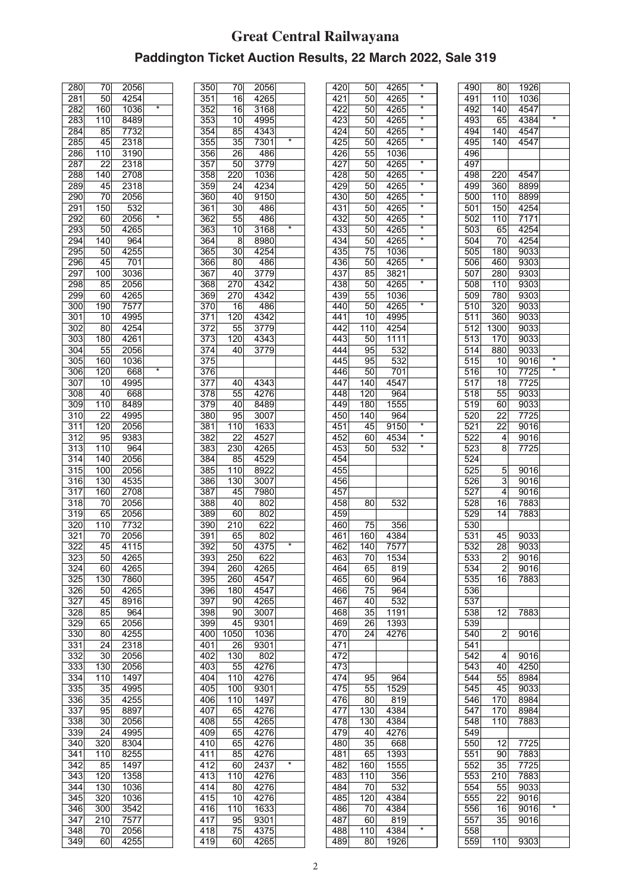# Great Central Railwayana

## Paddington Ticket Auction Results, 22 March 2022, Sale 319

| | | | |
|---|---|---|---|
| 280 | 70 | 2056 | |
| 281 | 50 | 4254 | |
| 282 | 160 | 1036 | * |
| 283 | 110 | 8489 | |
| 284 | 85 | 7732 | |
| 285 | 45 | 2318 | |
| 286 | 110 | 3190 | |
| 287 | 22 | 2318 | |
| 288 | 140 | 2708 | |
| 289 | 45 | 2318 | |
| 290 | 70 | 2056 | |
| 291 | 150 | 532 | |
| 292 | 60 | 2056 | * |
| 293 | 50 | 4265 | |
| 294 | 140 | 964 | |
| 295 | 50 | 4255 | |
| 296 | 45 | 701 | |
| 297 | 100 | 3036 | |
| 298 | 85 | 2056 | |
| 299 | 60 | 4265 | |
| 300 | 190 | 7577 | |
| 301 | 10 | 4995 | |
| 302 | 80 | 4254 | |
| 303 | 180 | 4261 | |
| 304 | 55 | 2056 | |
| 305 | 160 | 1036 | |
| 306 | 120 | 668 | * |
| 307 | 10 | 4995 | |
| 308 | 40 | 668 | |
| 309 | 110 | 8489 | |
| 310 | 22 | 4995 | |
| 311 | 120 | 2056 | |
| 312 | 95 | 9383 | |
| 313 | 110 | 964 | |
| 314 | 140 | 2056 | |
| 315 | 100 | 2056 | |
| 316 | 130 | 4535 | |
| 317 | 160 | 2708 | |
| 318 | 70 | 2056 | |
| 319 | 65 | 2056 | |
| 320 | 110 | 7732 | |
| 321 | 70 | 2056 | |
| 322 | 45 | 4115 | |
| 323 | 50 | 4265 | |
| 324 | 60 | 4265 | |
| 325 | 130 | 7860 | |
| 326 | 50 | 4265 | |
| 327 | 45 | 8916 | |
| 328 | 85 | 964 | |
| 329 | 65 | 2056 | |
| 330 | 80 | 4255 | |
| 331 | 24 | 2318 | |
| 332 | 30 | 2056 | |
| 333 | 130 | 2056 | |
| 334 | 110 | 1497 | |
| 335 | 35 | 4995 | |
| 336 | 35 | 4255 | |
| 337 | 95 | 8897 | |
| 338 | 30 | 2056 | |
| 339 | 24 | 4995 | |
| 340 | 320 | 8304 | |
| 341 | 110 | 8255 | |
| 342 | 85 | 1497 | |
| 343 | 120 | 1358 | |
| 344 | 130 | 1036 | |
| 345 | 320 | 1036 | |
| 346 | 300 | 3542 | |
| 347 | 210 | 7577 | |
| 348 | 70 | 2056 | |
| 349 | 60 | 4255 | |
| 350 | 70 | 2056 | |
| 351 | 16 | 4265 | |
| 352 | 16 | 3168 | |
| 353 | 10 | 4995 | |
| 354 | 85 | 4343 | |
| 355 | 35 | 7301 | * |
| 356 | 26 | 486 | |
| 357 | 50 | 3779 | |
| 358 | 220 | 1036 | |
| 359 | 24 | 4234 | |
| 360 | 40 | 9150 | |
| 361 | 30 | 486 | |
| 362 | 55 | 486 | |
| 363 | 10 | 3168 | * |
| 364 | 8 | 8980 | |
| 365 | 30 | 4254 | |
| 366 | 80 | 486 | |
| 367 | 40 | 3779 | |
| 368 | 270 | 4342 | |
| 369 | 270 | 4342 | |
| 370 | 16 | 486 | |
| 371 | 120 | 4342 | |
| 372 | 55 | 3779 | |
| 373 | 120 | 4343 | |
| 374 | 40 | 3779 | |
| 375 | | | |
| 376 | | | |
| 377 | 40 | 4343 | |
| 378 | 55 | 4276 | |
| 379 | 40 | 8489 | |
| 380 | 95 | 3007 | |
| 381 | 110 | 1633 | |
| 382 | 22 | 4527 | |
| 383 | 230 | 4265 | |
| 384 | 85 | 4529 | |
| 385 | 110 | 8922 | |
| 386 | 130 | 3007 | |
| 387 | 45 | 7980 | |
| 388 | 40 | 802 | |
| 389 | 60 | 802 | |
| 390 | 210 | 622 | |
| 391 | 65 | 802 | |
| 392 | 50 | 4375 | * |
| 393 | 250 | 622 | |
| 394 | 260 | 4265 | |
| 395 | 260 | 4547 | |
| 396 | 180 | 4547 | |
| 397 | 90 | 4265 | |
| 398 | 90 | 3007 | |
| 399 | 45 | 9301 | |
| 400 | 1050 | 1036 | |
| 401 | 26 | 9301 | |
| 402 | 130 | 802 | |
| 403 | 55 | 4276 | |
| 404 | 110 | 4276 | |
| 405 | 100 | 9301 | |
| 406 | 110 | 1497 | |
| 407 | 65 | 4276 | |
| 408 | 55 | 4265 | |
| 409 | 65 | 4276 | |
| 410 | 65 | 4276 | |
| 411 | 85 | 4276 | |
| 412 | 60 | 2437 | * |
| 413 | 110 | 4276 | |
| 414 | 80 | 4276 | |
| 415 | 10 | 4276 | |
| 416 | 110 | 1633 | |
| 417 | 95 | 9301 | |
| 418 | 75 | 4375 | |
| 419 | 60 | 4265 | |
| 420 | 50 | 4265 | * |
| 421 | 50 | 4265 | * |
| 422 | 50 | 4265 | * |
| 423 | 50 | 4265 | * |
| 424 | 50 | 4265 | * |
| 425 | 50 | 4265 | * |
| 426 | 55 | 1036 | |
| 427 | 50 | 4265 | * |
| 428 | 50 | 4265 | * |
| 429 | 50 | 4265 | * |
| 430 | 50 | 4265 | * |
| 431 | 50 | 4265 | * |
| 432 | 50 | 4265 | * |
| 433 | 50 | 4265 | * |
| 434 | 50 | 4265 | * |
| 435 | 75 | 1036 | |
| 436 | 50 | 4265 | * |
| 437 | 85 | 3821 | |
| 438 | 50 | 4265 | * |
| 439 | 55 | 1036 | |
| 440 | 50 | 4265 | * |
| 441 | 10 | 4995 | |
| 442 | 110 | 4254 | |
| 443 | 50 | 1111 | |
| 444 | 95 | 532 | |
| 445 | 95 | 532 | |
| 446 | 50 | 701 | |
| 447 | 140 | 4547 | |
| 448 | 120 | 964 | |
| 449 | 180 | 1555 | |
| 450 | 140 | 964 | |
| 451 | 45 | 9150 | * |
| 452 | 60 | 4534 | * |
| 453 | 50 | 532 | * |
| 454 | | | |
| 455 | | | |
| 456 | | | |
| 457 | | | |
| 458 | 80 | 532 | |
| 459 | | | |
| 460 | 75 | 356 | |
| 461 | 160 | 4384 | |
| 462 | 140 | 7577 | |
| 463 | 70 | 1534 | |
| 464 | 65 | 819 | |
| 465 | 60 | 964 | |
| 466 | 75 | 964 | |
| 467 | 40 | 532 | |
| 468 | 35 | 1191 | |
| 469 | 26 | 1393 | |
| 470 | 24 | 4276 | |
| 471 | | | |
| 472 | | | |
| 473 | | | |
| 474 | 95 | 964 | |
| 475 | 55 | 1529 | |
| 476 | 80 | 819 | |
| 477 | 130 | 4384 | |
| 478 | 130 | 4384 | |
| 479 | 40 | 4276 | |
| 480 | 35 | 668 | |
| 481 | 65 | 1393 | |
| 482 | 160 | 1555 | |
| 483 | 110 | 356 | |
| 484 | 70 | 532 | |
| 485 | 120 | 4384 | |
| 486 | 70 | 4384 | |
| 487 | 60 | 819 | |
| 488 | 110 | 4384 | * |
| 489 | 80 | 1926 | |
| 490 | 80 | 1926 | |
| 491 | 110 | 1036 | |
| 492 | 140 | 4547 | |
| 493 | 65 | 4384 | * |
| 494 | 140 | 4547 | |
| 495 | 140 | 4547 | |
| 496 | | | |
| 497 | | | |
| 498 | 220 | 4547 | |
| 499 | 360 | 8899 | |
| 500 | 110 | 8899 | |
| 501 | 150 | 4254 | |
| 502 | 110 | 7171 | |
| 503 | 65 | 4254 | |
| 504 | 70 | 4254 | |
| 505 | 180 | 9033 | |
| 506 | 460 | 9303 | |
| 507 | 280 | 9303 | |
| 508 | 110 | 9303 | |
| 509 | 780 | 9303 | |
| 510 | 320 | 9033 | |
| 511 | 360 | 9033 | |
| 512 | 1300 | 9033 | |
| 513 | 170 | 9033 | |
| 514 | 880 | 9033 | |
| 515 | 10 | 9016 | * |
| 516 | 10 | 7725 | * |
| 517 | 18 | 7725 | |
| 518 | 55 | 9033 | |
| 519 | 60 | 9033 | |
| 520 | 22 | 7725 | |
| 521 | 22 | 9016 | |
| 522 | 4 | 9016 | |
| 523 | 8 | 7725 | |
| 524 | | | |
| 525 | 5 | 9016 | |
| 526 | 3 | 9016 | |
| 527 | 4 | 9016 | |
| 528 | 16 | 7883 | |
| 529 | 14 | 7883 | |
| 530 | | | |
| 531 | 45 | 9033 | |
| 532 | 28 | 9033 | |
| 533 | 2 | 9016 | |
| 534 | 2 | 9016 | |
| 535 | 16 | 7883 | |
| 536 | | | |
| 537 | | | |
| 538 | 12 | 7883 | |
| 539 | | | |
| 540 | 2 | 9016 | |
| 541 | | | |
| 542 | 4 | 9016 | |
| 543 | 40 | 4250 | |
| 544 | 55 | 8984 | |
| 545 | 45 | 9033 | |
| 546 | 170 | 8984 | |
| 547 | 170 | 8984 | |
| 548 | 110 | 7883 | |
| 549 | | | |
| 550 | 12 | 7725 | |
| 551 | 90 | 7883 | |
| 552 | 35 | 7725 | |
| 553 | 210 | 7883 | |
| 554 | 55 | 9033 | |
| 555 | 22 | 9016 | |
| 556 | 16 | 9016 | * |
| 557 | 35 | 9016 | |
| 558 | | | |
| 559 | 110 | 9303 | |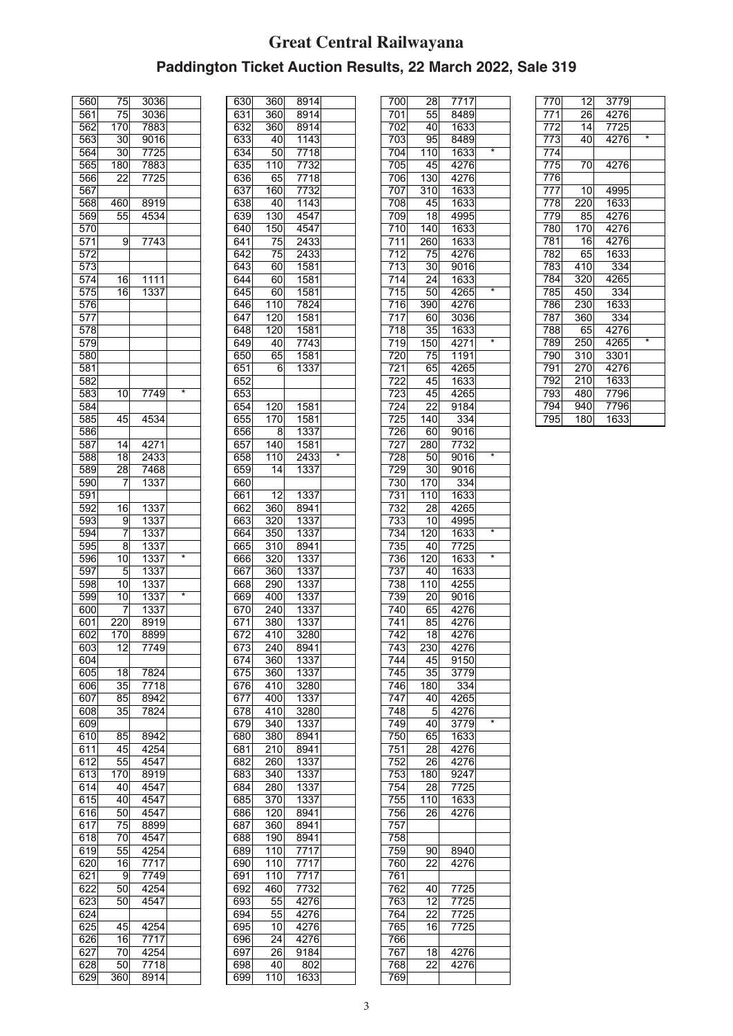# Great Central Railwayana

## Paddington Ticket Auction Results, 22 March 2022, Sale 319

| | | | |
|---|---|---|---|
| 560 | 75 | 3036 | |
| 561 | 75 | 3036 | |
| 562 | 170 | 7883 | |
| 563 | 30 | 9016 | |
| 564 | 30 | 7725 | |
| 565 | 180 | 7883 | |
| 566 | 22 | 7725 | |
| 567 | | | |
| 568 | 460 | 8919 | |
| 569 | 55 | 4534 | |
| 570 | | | |
| 571 | 9 | 7743 | |
| 572 | | | |
| 573 | | | |
| 574 | 16 | 1111 | |
| 575 | 16 | 1337 | |
| 576 | | | |
| 577 | | | |
| 578 | | | |
| 579 | | | |
| 580 | | | |
| 581 | | | |
| 582 | | | |
| 583 | 10 | 7749 | * |
| 584 | | | |
| 585 | 45 | 4534 | |
| 586 | | | |
| 587 | 14 | 4271 | |
| 588 | 18 | 2433 | |
| 589 | 28 | 7468 | |
| 590 | 7 | 1337 | |
| 591 | | | |
| 592 | 16 | 1337 | |
| 593 | 9 | 1337 | |
| 594 | 7 | 1337 | |
| 595 | 8 | 1337 | |
| 596 | 10 | 1337 | * |
| 597 | 5 | 1337 | |
| 598 | 10 | 1337 | |
| 599 | 10 | 1337 | * |
| 600 | 7 | 1337 | |
| 601 | 220 | 8919 | |
| 602 | 170 | 8899 | |
| 603 | 12 | 7749 | |
| 604 | | | |
| 605 | 18 | 7824 | |
| 606 | 35 | 7718 | |
| 607 | 85 | 8942 | |
| 608 | 35 | 7824 | |
| 609 | | | |
| 610 | 85 | 8942 | |
| 611 | 45 | 4254 | |
| 612 | 55 | 4547 | |
| 613 | 170 | 8919 | |
| 614 | 40 | 4547 | |
| 615 | 40 | 4547 | |
| 616 | 50 | 4547 | |
| 617 | 75 | 8899 | |
| 618 | 70 | 4547 | |
| 619 | 55 | 4254 | |
| 620 | 16 | 7717 | |
| 621 | 9 | 7749 | |
| 622 | 50 | 4254 | |
| 623 | 50 | 4547 | |
| 624 | | | |
| 625 | 45 | 4254 | |
| 626 | 16 | 7717 | |
| 627 | 70 | 4254 | |
| 628 | 50 | 7718 | |
| 629 | 360 | 8914 | |
| 630 | 360 | 8914 | |
| 631 | 360 | 8914 | |
| 632 | 360 | 8914 | |
| 633 | 40 | 1143 | |
| 634 | 50 | 7718 | |
| 635 | 110 | 7732 | |
| 636 | 65 | 7718 | |
| 637 | 160 | 7732 | |
| 638 | 40 | 1143 | |
| 639 | 130 | 4547 | |
| 640 | 150 | 4547 | |
| 641 | 75 | 2433 | |
| 642 | 75 | 2433 | |
| 643 | 60 | 1581 | |
| 644 | 60 | 1581 | |
| 645 | 60 | 1581 | |
| 646 | 110 | 7824 | |
| 647 | 120 | 1581 | |
| 648 | 120 | 1581 | |
| 649 | 40 | 7743 | |
| 650 | 65 | 1581 | |
| 651 | 6 | 1337 | |
| 652 | | | |
| 653 | | | |
| 654 | 120 | 1581 | |
| 655 | 170 | 1581 | |
| 656 | 8 | 1337 | |
| 657 | 140 | 1581 | |
| 658 | 110 | 2433 | * |
| 659 | 14 | 1337 | |
| 660 | | | |
| 661 | 12 | 1337 | |
| 662 | 360 | 8941 | |
| 663 | 320 | 1337 | |
| 664 | 350 | 1337 | |
| 665 | 310 | 8941 | |
| 666 | 320 | 1337 | |
| 667 | 360 | 1337 | |
| 668 | 290 | 1337 | |
| 669 | 400 | 1337 | |
| 670 | 240 | 1337 | |
| 671 | 380 | 1337 | |
| 672 | 410 | 3280 | |
| 673 | 240 | 8941 | |
| 674 | 360 | 1337 | |
| 675 | 360 | 1337 | |
| 676 | 410 | 3280 | |
| 677 | 400 | 1337 | |
| 678 | 410 | 3280 | |
| 679 | 340 | 1337 | |
| 680 | 380 | 8941 | |
| 681 | 210 | 8941 | |
| 682 | 260 | 1337 | |
| 683 | 340 | 1337 | |
| 684 | 280 | 1337 | |
| 685 | 370 | 1337 | |
| 686 | 120 | 8941 | |
| 687 | 360 | 8941 | |
| 688 | 190 | 8941 | |
| 689 | 110 | 7717 | |
| 690 | 110 | 7717 | |
| 691 | 110 | 7717 | |
| 692 | 460 | 7732 | |
| 693 | 55 | 4276 | |
| 694 | 55 | 4276 | |
| 695 | 10 | 4276 | |
| 696 | 24 | 4276 | |
| 697 | 26 | 9184 | |
| 698 | 40 | 802 | |
| 699 | 110 | 1633 | |
| 700 | 28 | 7717 | |
| 701 | 55 | 8489 | |
| 702 | 40 | 1633 | |
| 703 | 95 | 8489 | |
| 704 | 110 | 1633 | * |
| 705 | 45 | 4276 | |
| 706 | 130 | 4276 | |
| 707 | 310 | 1633 | |
| 708 | 45 | 1633 | |
| 709 | 18 | 4995 | |
| 710 | 140 | 1633 | |
| 711 | 260 | 1633 | |
| 712 | 75 | 4276 | |
| 713 | 30 | 9016 | |
| 714 | 24 | 1633 | |
| 715 | 50 | 4265 | * |
| 716 | 390 | 4276 | |
| 717 | 60 | 3036 | |
| 718 | 35 | 1633 | |
| 719 | 150 | 4271 | * |
| 720 | 75 | 1191 | |
| 721 | 65 | 4265 | |
| 722 | 45 | 1633 | |
| 723 | 45 | 4265 | |
| 724 | 22 | 9184 | |
| 725 | 140 | 334 | |
| 726 | 60 | 9016 | |
| 727 | 280 | 7732 | |
| 728 | 50 | 9016 | * |
| 729 | 30 | 9016 | |
| 730 | 170 | 334 | |
| 731 | 110 | 1633 | |
| 732 | 28 | 4265 | |
| 733 | 10 | 4995 | |
| 734 | 120 | 1633 | * |
| 735 | 40 | 7725 | |
| 736 | 120 | 1633 | * |
| 737 | 40 | 1633 | |
| 738 | 110 | 4255 | |
| 739 | 20 | 9016 | |
| 740 | 65 | 4276 | |
| 741 | 85 | 4276 | |
| 742 | 18 | 4276 | |
| 743 | 230 | 4276 | |
| 744 | 45 | 9150 | |
| 745 | 35 | 3779 | |
| 746 | 180 | 334 | |
| 747 | 40 | 4265 | |
| 748 | 5 | 4276 | |
| 749 | 40 | 3779 | * |
| 750 | 65 | 1633 | |
| 751 | 28 | 4276 | |
| 752 | 26 | 4276 | |
| 753 | 180 | 9247 | |
| 754 | 28 | 7725 | |
| 755 | 110 | 1633 | |
| 756 | 26 | 4276 | |
| 757 | | | |
| 758 | | | |
| 759 | 90 | 8940 | |
| 760 | 22 | 4276 | |
| 761 | | | |
| 762 | 40 | 7725 | |
| 763 | 12 | 7725 | |
| 764 | 22 | 7725 | |
| 765 | 16 | 7725 | |
| 766 | | | |
| 767 | 18 | 4276 | |
| 768 | 22 | 4276 | |
| 769 | | | |
| 770 | 12 | 3779 | |
| 771 | 26 | 4276 | |
| 772 | 14 | 7725 | |
| 773 | 40 | 4276 | * |
| 774 | | | |
| 775 | 70 | 4276 | |
| 776 | | | |
| 777 | 10 | 4995 | |
| 778 | 220 | 1633 | |
| 779 | 85 | 4276 | |
| 780 | 170 | 4276 | |
| 781 | 16 | 4276 | |
| 782 | 65 | 1633 | |
| 783 | 410 | 334 | |
| 784 | 320 | 4265 | |
| 785 | 450 | 334 | |
| 786 | 230 | 1633 | |
| 787 | 360 | 334 | |
| 788 | 65 | 4276 | |
| 789 | 250 | 4265 | * |
| 790 | 310 | 3301 | |
| 791 | 270 | 4276 | |
| 792 | 210 | 1633 | |
| 793 | 480 | 7796 | |
| 794 | 940 | 7796 | |
| 795 | 180 | 1633 | |